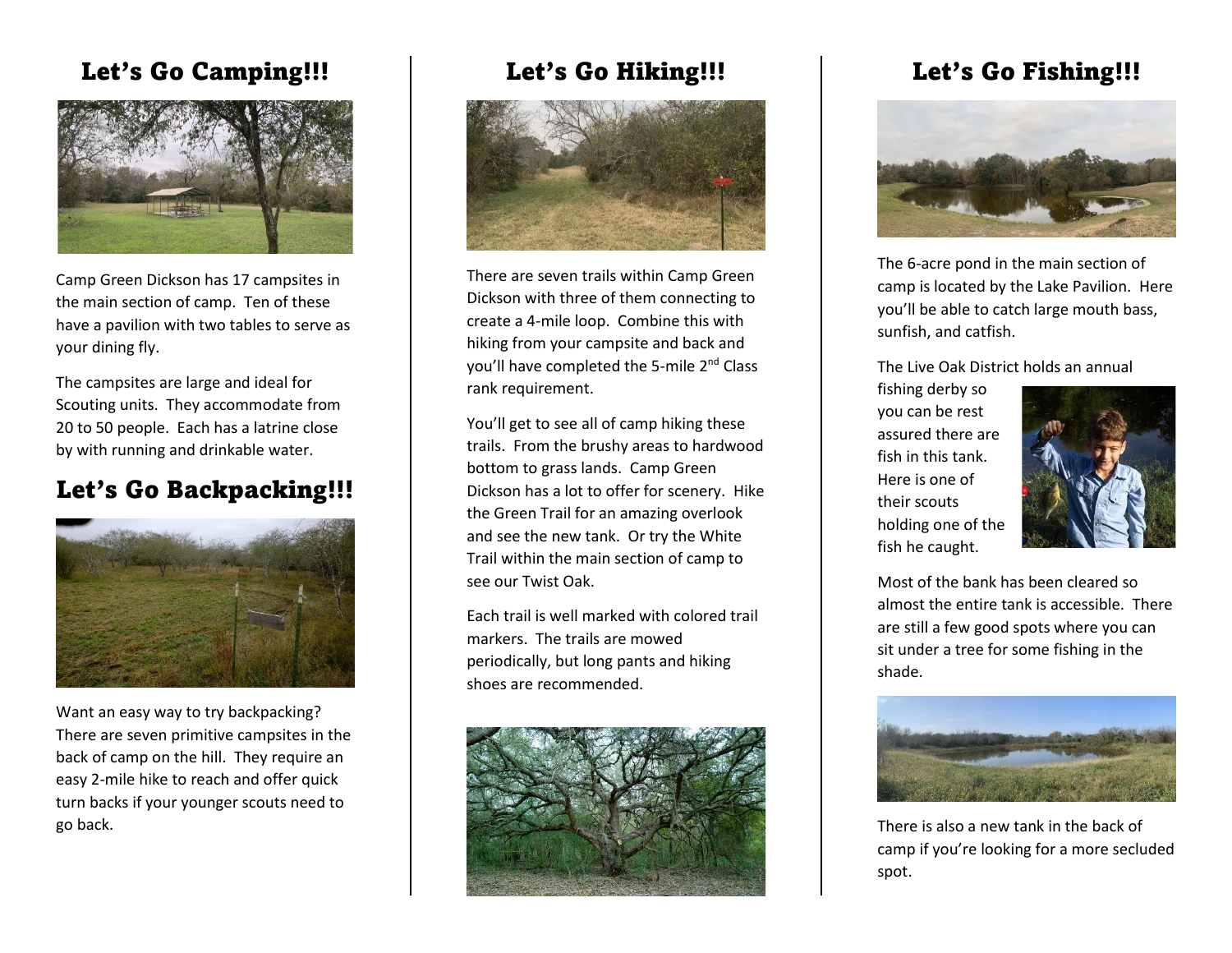## Let's Go Camping!!!

Camp Green Dickson has 17 campsites in the main section of camp. Ten of these have a pavilion with two tables to serve as your dining fly.

The campsites are large and ideal for Scouting units. They accommodate from 20 to 50 people. Each has a latrine close by with running and drinkable water.

## Let's Go Backpacking!!!

Want an easy way to try backpacking? There are seven primitive campsites in the back of camp on the hill. They require an easy 2-mile hike to reach and offer quick turn backs if your younger scouts need to go back.

## Let's Go Hiking!!!

There are seven trails within Camp Green Dickson with three of them connecting to create a 4-mile loop. Combine this with hiking from your campsite and back and you'll have completed the 5-mile 2nd Class rank requirement.

You'll get to see all of camp hiking these trails. From the brushy areas to hardwood bottom to grass lands. Camp Green Dickson has a lot to offer for scenery. Hike the Green Trail for an amazing overlook and see the new tank. Or try the White Trail within the main section of camp to see our Twist Oak.

Each trail is well marked with colored trail markers. The trails are mowed periodically, but long pants and hiking shoes are recommended.

## Let's Go Fishing!!!

The 6-acre pond in the main section of camp is located by the Lake Pavilion. Here you'll be able to catch large mouth bass, sunfish, and catfish.

The Live Oak District holds an annual fishing derby so you can be rest assured there are fish in this tank. Here is one of their scouts holding one of the fish he caught.

Most of the bank has been cleared so almost the entire tank is accessible. There are still a few good spots where you can sit under a tree for some fishing in the shade.

There is also a new tank in the back of camp if you're looking for a more secluded spot.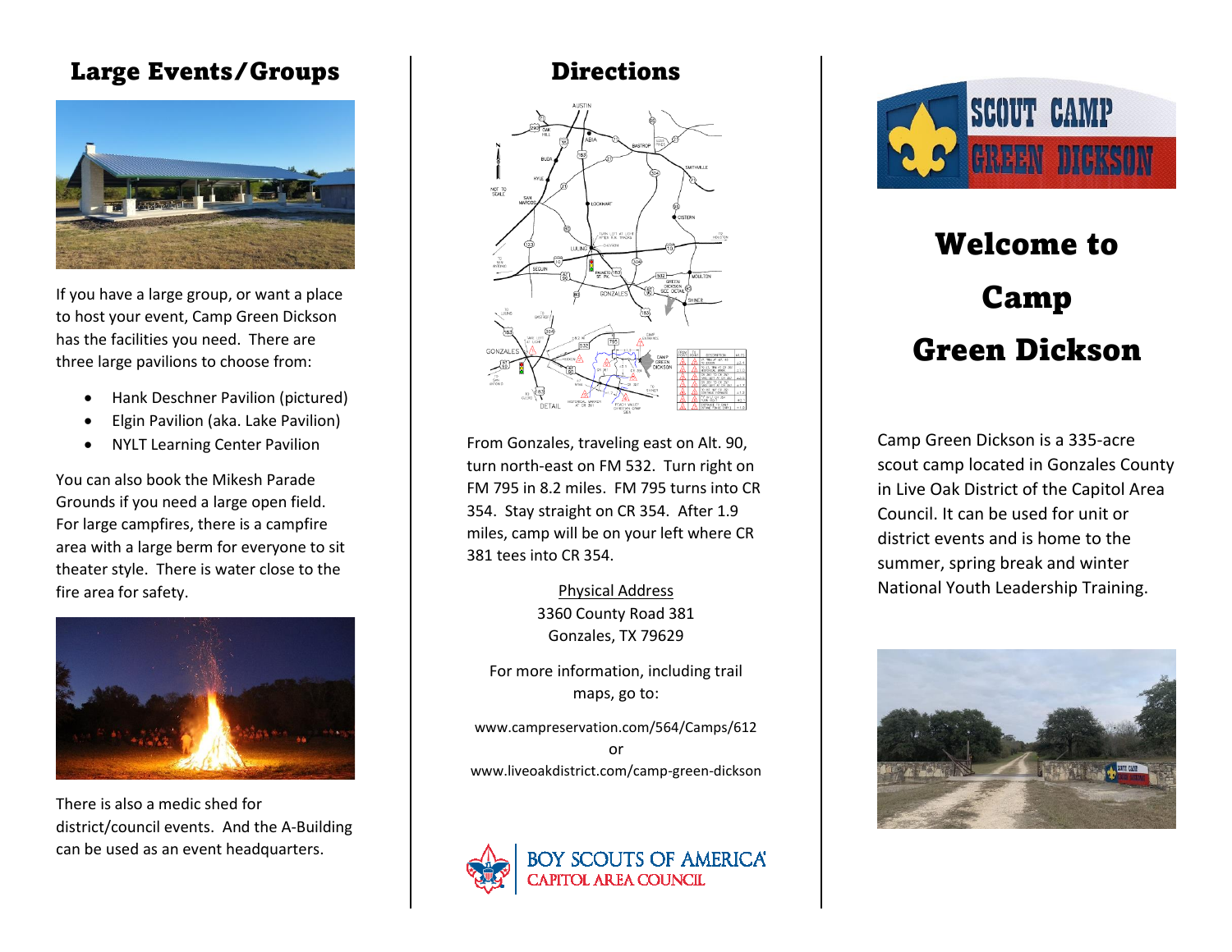## Large Events/Groups

If you have a large group, or want a place to host your event, Camp Green Dickson has the facilities you need. There are three large pavilions to choose from:

- Hank Deschner Pavilion (pictured)
- Elgin Pavilion (aka. Lake Pavilion)
- NYLT Learning Center Pavilion

You can also book the Mikesh Parade Grounds if you need a large open field. For large campfires, there is a campfire area with a large berm for everyone to sit theater style. There is water close to the fire area for safety.

There is also a medic shed for district/council events. And the A-Building can be used as an event headquarters.

## Directions

From Gonzales, traveling east on Alt. 90, turn north-east on FM 532. Turn right on FM 795 in 8.2 miles. FM 795 turns into CR 354. Stay straight on CR 354. After 1.9 miles, camp will be on your left where CR 381 tees into CR 354.

Physical Address
3360 County Road 381
Gonzales, TX 79629

For more information, including trail maps, go to:

www.campreservation.com/564/Camps/612
or
www.liveoakdistrict.com/camp-green-dickson

BOY SCOUTS OF AMERICA
CAPITOL AREA COUNCIL

SCOUT CAMP GREEN DICKSON

# Welcome to Camp Green Dickson

Camp Green Dickson is a 335-acre scout camp located in Gonzales County in Live Oak District of the Capitol Area Council. It can be used for unit or district events and is home to the summer, spring break and winter National Youth Leadership Training.